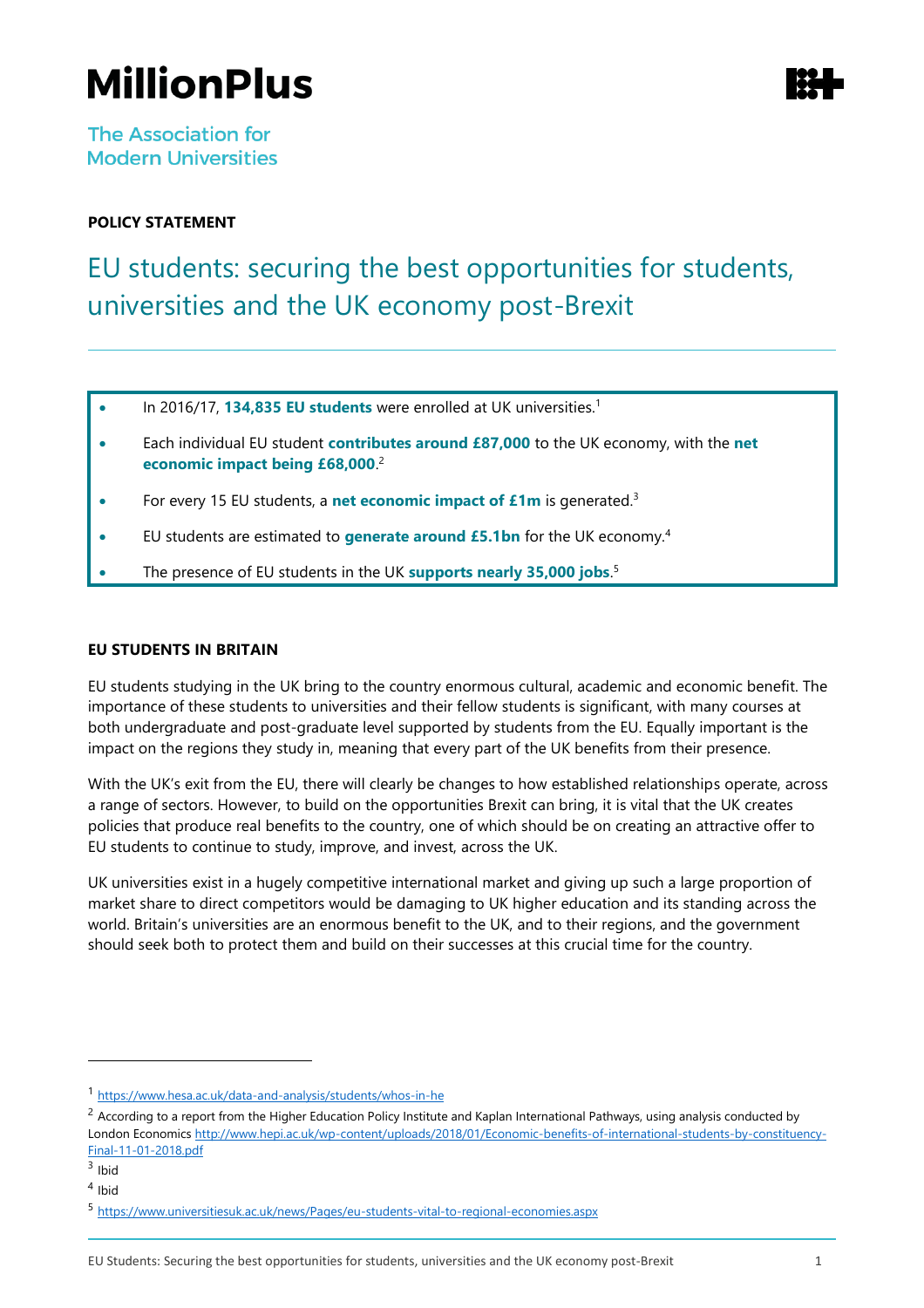# MillionPlus

The Association for Modern Universities

**POLICY STATEMENT**

## EU students: securing the best opportunities for students, universities and the UK economy post-Brexit

- In 2016/17, **134,835 EU students** were enrolled at UK universities.[1]
- Each individual EU student **contributes around £87,000** to the UK economy, with the **net economic impact being £68,000**.[2]
- For every 15 EU students, a **net economic impact of £1m** is generated.[3]
- EU students are estimated to **generate around £5.1bn** for the UK economy.[4]
- The presence of EU students in the UK **supports nearly 35,000 jobs**.[5]

### EU STUDENTS IN BRITAIN

EU students studying in the UK bring to the country enormous cultural, academic and economic benefit. The importance of these students to universities and their fellow students is significant, with many courses at both undergraduate and post-graduate level supported by students from the EU. Equally important is the impact on the regions they study in, meaning that every part of the UK benefits from their presence.

With the UK's exit from the EU, there will clearly be changes to how established relationships operate, across a range of sectors. However, to build on the opportunities Brexit can bring, it is vital that the UK creates policies that produce real benefits to the country, one of which should be on creating an attractive offer to EU students to continue to study, improve, and invest, across the UK.

UK universities exist in a hugely competitive international market and giving up such a large proportion of market share to direct competitors would be damaging to UK higher education and its standing across the world. Britain's universities are an enormous benefit to the UK, and to their regions, and the government should seek both to protect them and build on their successes at this crucial time for the country.

---

[1] https://www.hesa.ac.uk/data-and-analysis/students/whos-in-he

[2] According to a report from the Higher Education Policy Institute and Kaplan International Pathways, using analysis conducted by London Economics http://www.hepi.ac.uk/wp-content/uploads/2018/01/Economic-benefits-of-international-students-by-constituency-Final-11-01-2018.pdf

[3] Ibid

[4] Ibid

[5] https://www.universitiesuk.ac.uk/news/Pages/eu-students-vital-to-regional-economies.aspx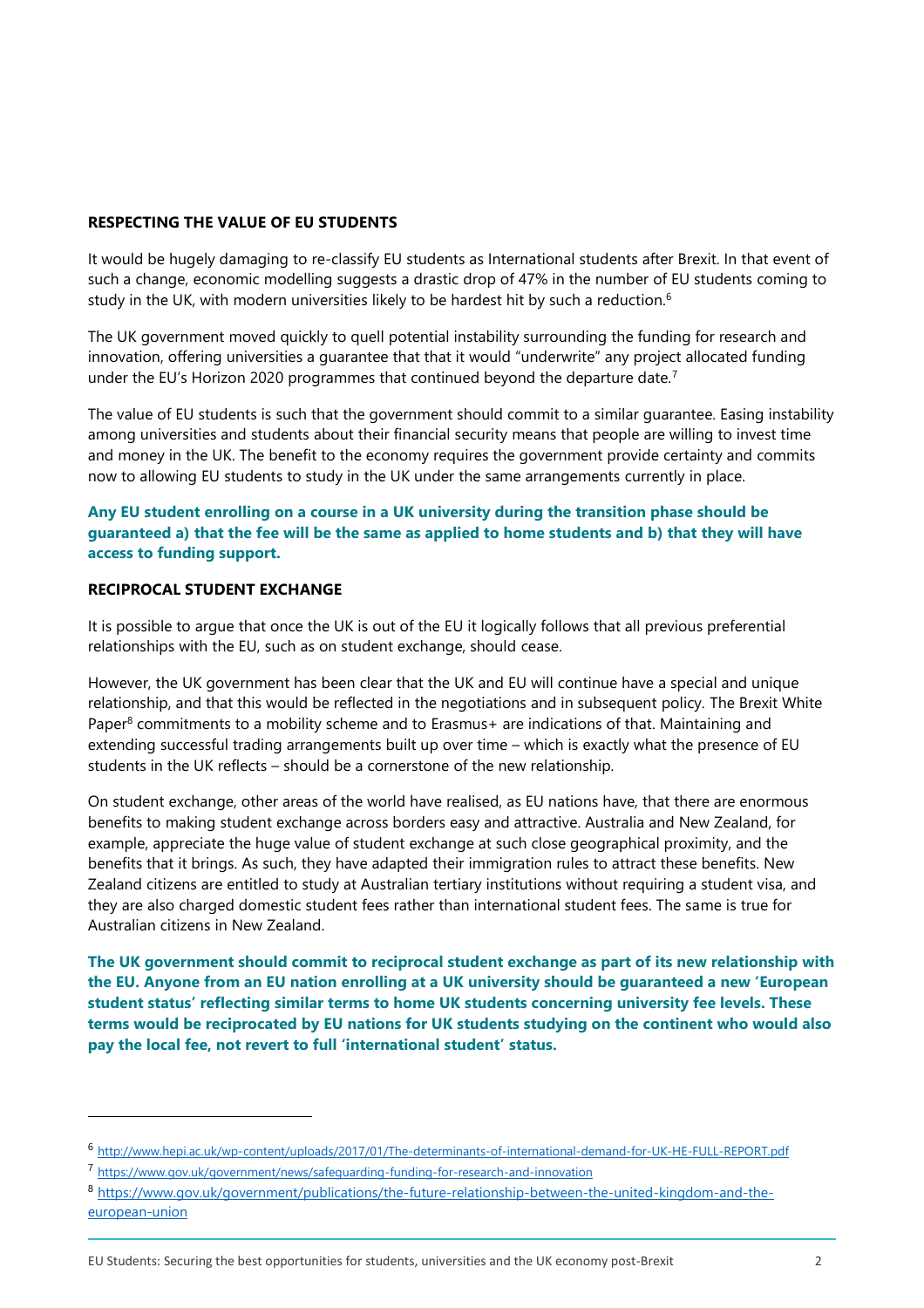**RESPECTING THE VALUE OF EU STUDENTS**

It would be hugely damaging to re-classify EU students as International students after Brexit. In that event of such a change, economic modelling suggests a drastic drop of 47% in the number of EU students coming to study in the UK, with modern universities likely to be hardest hit by such a reduction.[6]

The UK government moved quickly to quell potential instability surrounding the funding for research and innovation, offering universities a guarantee that that it would "underwrite" any project allocated funding under the EU's Horizon 2020 programmes that continued beyond the departure date.[7]

The value of EU students is such that the government should commit to a similar guarantee. Easing instability among universities and students about their financial security means that people are willing to invest time and money in the UK. The benefit to the economy requires the government provide certainty and commits now to allowing EU students to study in the UK under the same arrangements currently in place.

**Any EU student enrolling on a course in a UK university during the transition phase should be guaranteed a) that the fee will be the same as applied to home students and b) that they will have access to funding support.**

**RECIPROCAL STUDENT EXCHANGE**

It is possible to argue that once the UK is out of the EU it logically follows that all previous preferential relationships with the EU, such as on student exchange, should cease.

However, the UK government has been clear that the UK and EU will continue have a special and unique relationship, and that this would be reflected in the negotiations and in subsequent policy. The Brexit White Paper[8] commitments to a mobility scheme and to Erasmus+ are indications of that. Maintaining and extending successful trading arrangements built up over time – which is exactly what the presence of EU students in the UK reflects – should be a cornerstone of the new relationship.

On student exchange, other areas of the world have realised, as EU nations have, that there are enormous benefits to making student exchange across borders easy and attractive. Australia and New Zealand, for example, appreciate the huge value of student exchange at such close geographical proximity, and the benefits that it brings. As such, they have adapted their immigration rules to attract these benefits. New Zealand citizens are entitled to study at Australian tertiary institutions without requiring a student visa, and they are also charged domestic student fees rather than international student fees. The same is true for Australian citizens in New Zealand.

**The UK government should commit to reciprocal student exchange as part of its new relationship with the EU. Anyone from an EU nation enrolling at a UK university should be guaranteed a new 'European student status' reflecting similar terms to home UK students concerning university fee levels. These terms would be reciprocated by EU nations for UK students studying on the continent who would also pay the local fee, not revert to full 'international student' status.**

---

[6] http://www.hepi.ac.uk/wp-content/uploads/2017/01/The-determinants-of-international-demand-for-UK-HE-FULL-REPORT.pdf

[7] https://www.gov.uk/government/news/safeguarding-funding-for-research-and-innovation

[8] https://www.gov.uk/government/publications/the-future-relationship-between-the-united-kingdom-and-the-european-union